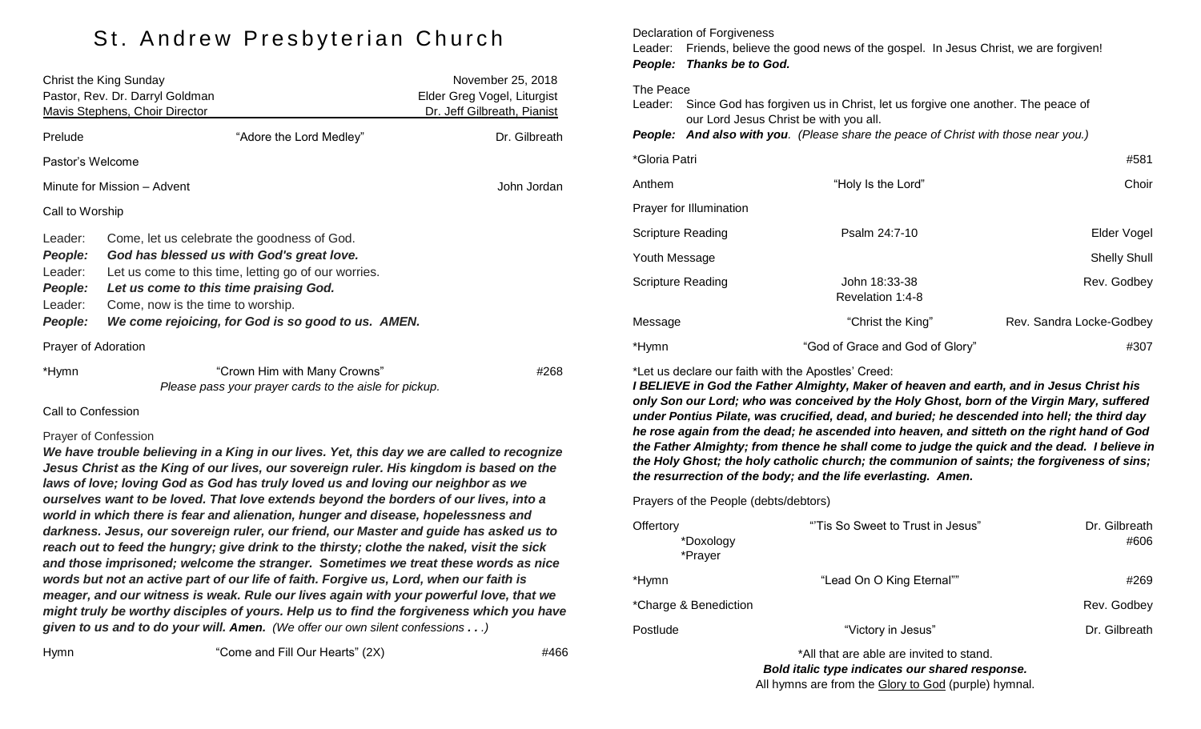# St. Andrew Presbyterian Church

| | |
|---|---|
| Christ the King Sunday | November 25, 2018 |
| Pastor, Rev. Dr. Darryl Goldman | Elder Greg Vogel, Liturgist |
| Mavis Stephens, Choir Director | Dr. Jeff Gilbreath, Pianist |

Prelude — "Adore the Lord Medley" — Dr. Gilbreath

Pastor's Welcome

Minute for Mission – Advent — John Jordan

Call to Worship

Leader: Come, let us celebrate the goodness of God.
***People: God has blessed us with God's great love.***
Leader: Let us come to this time, letting go of our worries.
***People: Let us come to this time praising God.***
Leader: Come, now is the time to worship.
***People: We come rejoicing, for God is so good to us. AMEN.***

Prayer of Adoration

*Hymn — "Crown Him with Many Crowns" — #268
*Please pass your prayer cards to the aisle for pickup.*

Call to Confession

Prayer of Confession
***We have trouble believing in a King in our lives. Yet, this day we are called to recognize Jesus Christ as the King of our lives, our sovereign ruler. His kingdom is based on the laws of love; loving God as God has truly loved us and loving our neighbor as we ourselves want to be loved. That love extends beyond the borders of our lives, into a world in which there is fear and alienation, hunger and disease, hopelessness and darkness. Jesus, our sovereign ruler, our friend, our Master and guide has asked us to reach out to feed the hungry; give drink to the thirsty; clothe the naked, visit the sick and those imprisoned; welcome the stranger. Sometimes we treat these words as nice words but not an active part of our life of faith. Forgive us, Lord, when our faith is meager, and our witness is weak. Rule our lives again with your powerful love, that we might truly be worthy disciples of yours. Help us to find the forgiveness which you have given to us and to do your will. Amen.*** *(We offer our own silent confessions . . .)*

Hymn — "Come and Fill Our Hearts" (2X) — #466

Declaration of Forgiveness
Leader: Friends, believe the good news of the gospel. In Jesus Christ, we are forgiven!
***People: Thanks be to God.***

The Peace
Leader: Since God has forgiven us in Christ, let us forgive one another. The peace of our Lord Jesus Christ be with you all.
***People: And also with you***. *(Please share the peace of Christ with those near you.)*

*Gloria Patri — #581

Anthem — "Holy Is the Lord" — Choir

Prayer for Illumination

Scripture Reading — Psalm 24:7-10 — Elder Vogel

Youth Message — Shelly Shull

Scripture Reading — John 18:33-38, Revelation 1:4-8 — Rev. Godbey

Message — "Christ the King" — Rev. Sandra Locke-Godbey

*Hymn — "God of Grace and God of Glory" — #307

*Let us declare our faith with the Apostles' Creed:
***I BELIEVE in God the Father Almighty, Maker of heaven and earth, and in Jesus Christ his only Son our Lord; who was conceived by the Holy Ghost, born of the Virgin Mary, suffered under Pontius Pilate, was crucified, dead, and buried; he descended into hell; the third day he rose again from the dead; he ascended into heaven, and sitteth on the right hand of God the Father Almighty; from thence he shall come to judge the quick and the dead. I believe in the Holy Ghost; the holy catholic church; the communion of saints; the forgiveness of sins; the resurrection of the body; and the life everlasting. Amen.***

Prayers of the People (debts/debtors)

Offertory — "'Tis So Sweet to Trust in Jesus" — Dr. Gilbreath
*Doxology — #606
*Prayer

*Hymn — "Lead On O King Eternal"" — #269

*Charge & Benediction — Rev. Godbey

Postlude — "Victory in Jesus" — Dr. Gilbreath

*All that are able are invited to stand.
***Bold italic type indicates our shared response.***
All hymns are from the Glory to God (purple) hymnal.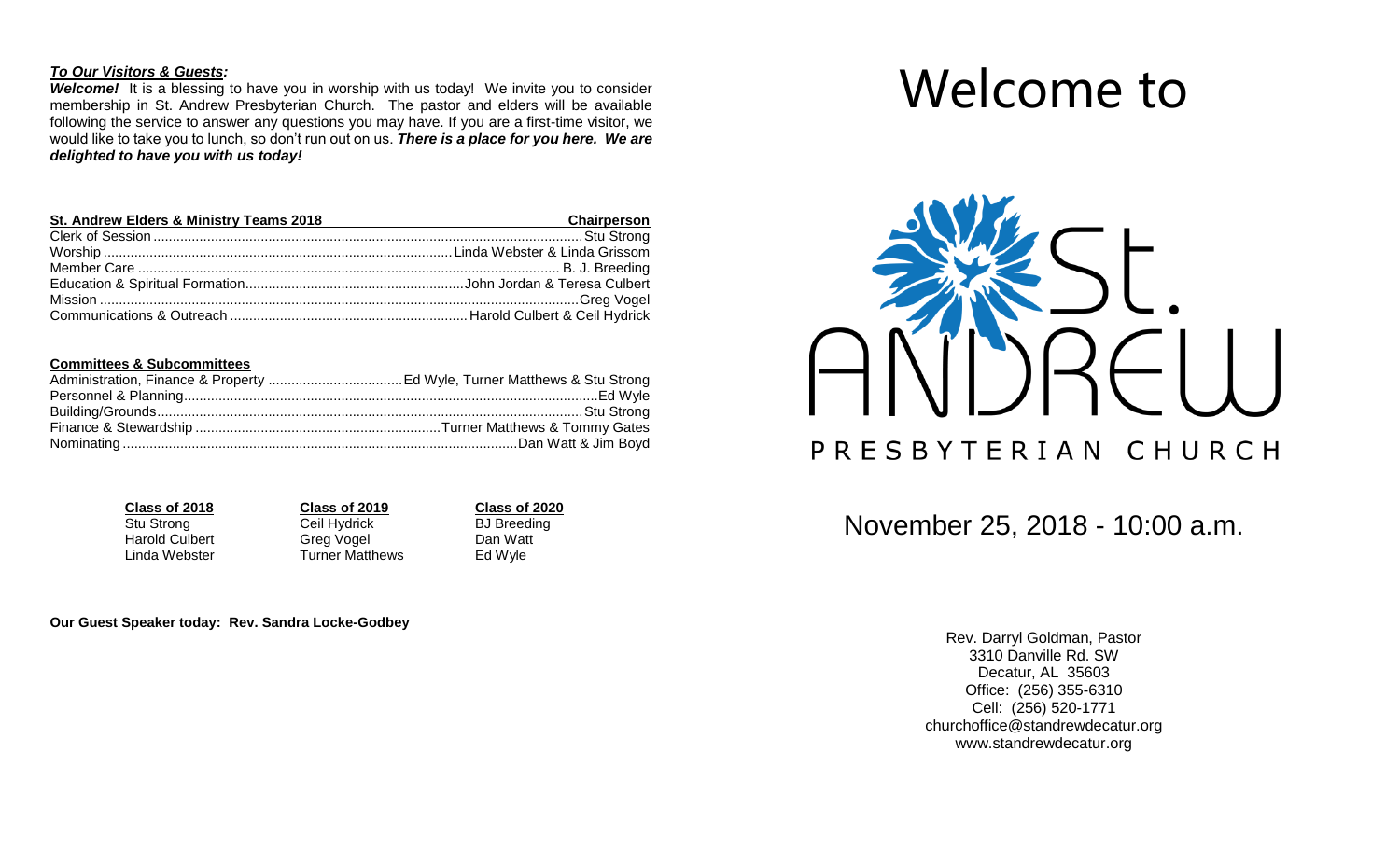***To Our Visitors & Guests:***

***Welcome!*** It is a blessing to have you in worship with us today! We invite you to consider membership in St. Andrew Presbyterian Church. The pastor and elders will be available following the service to answer any questions you may have. If you are a first-time visitor, we would like to take you to lunch, so don't run out on us. ***There is a place for you here. We are delighted to have you with us today!***

| St. Andrew Elders & Ministry Teams 2018 | Chairperson |
| --- | --- |
| Clerk of Session | Stu Strong |
| Worship | Linda Webster & Linda Grissom |
| Member Care | B. J. Breeding |
| Education & Spiritual Formation | John Jordan & Teresa Culbert |
| Mission | Greg Vogel |
| Communications & Outreach | Harold Culbert & Ceil Hydrick |

| Committees & Subcommittees | |
| --- | --- |
| Administration, Finance & Property | Ed Wyle, Turner Matthews & Stu Strong |
| Personnel & Planning | Ed Wyle |
| Building/Grounds | Stu Strong |
| Finance & Stewardship | Turner Matthews & Tommy Gates |
| Nominating | Dan Watt & Jim Boyd |

| Class of 2018 | Class of 2019 | Class of 2020 |
| --- | --- | --- |
| Stu Strong | Ceil Hydrick | BJ Breeding |
| Harold Culbert | Greg Vogel | Dan Watt |
| Linda Webster | Turner Matthews | Ed Wyle |

**Our Guest Speaker today: Rev. Sandra Locke-Godbey**

# Welcome to

# St. Andrew

PRESBYTERIAN CHURCH

## November 25, 2018 - 10:00 a.m.

Rev. Darryl Goldman, Pastor
3310 Danville Rd. SW
Decatur, AL 35603
Office: (256) 355-6310
Cell: (256) 520-1771
churchoffice@standrewdecatur.org
www.standrewdecatur.org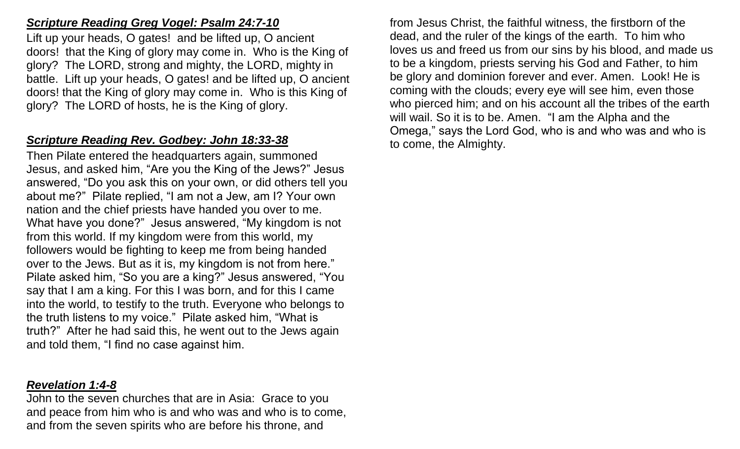***Scripture Reading Greg Vogel: Psalm 24:7-10***

Lift up your heads, O gates! and be lifted up, O ancient doors! that the King of glory may come in. Who is the King of glory? The LORD, strong and mighty, the LORD, mighty in battle. Lift up your heads, O gates! and be lifted up, O ancient doors! that the King of glory may come in. Who is this King of glory? The LORD of hosts, he is the King of glory.

***Scripture Reading Rev. Godbey: John 18:33-38***

Then Pilate entered the headquarters again, summoned Jesus, and asked him, "Are you the King of the Jews?" Jesus answered, "Do you ask this on your own, or did others tell you about me?" Pilate replied, "I am not a Jew, am I? Your own nation and the chief priests have handed you over to me. What have you done?" Jesus answered, "My kingdom is not from this world. If my kingdom were from this world, my followers would be fighting to keep me from being handed over to the Jews. But as it is, my kingdom is not from here." Pilate asked him, "So you are a king?" Jesus answered, "You say that I am a king. For this I was born, and for this I came into the world, to testify to the truth. Everyone who belongs to the truth listens to my voice." Pilate asked him, "What is truth?" After he had said this, he went out to the Jews again and told them, "I find no case against him.

***Revelation 1:4-8***

John to the seven churches that are in Asia: Grace to you and peace from him who is and who was and who is to come, and from the seven spirits who are before his throne, and from Jesus Christ, the faithful witness, the firstborn of the dead, and the ruler of the kings of the earth. To him who loves us and freed us from our sins by his blood, and made us to be a kingdom, priests serving his God and Father, to him be glory and dominion forever and ever. Amen. Look! He is coming with the clouds; every eye will see him, even those who pierced him; and on his account all the tribes of the earth will wail. So it is to be. Amen. "I am the Alpha and the Omega," says the Lord God, who is and who was and who is to come, the Almighty.